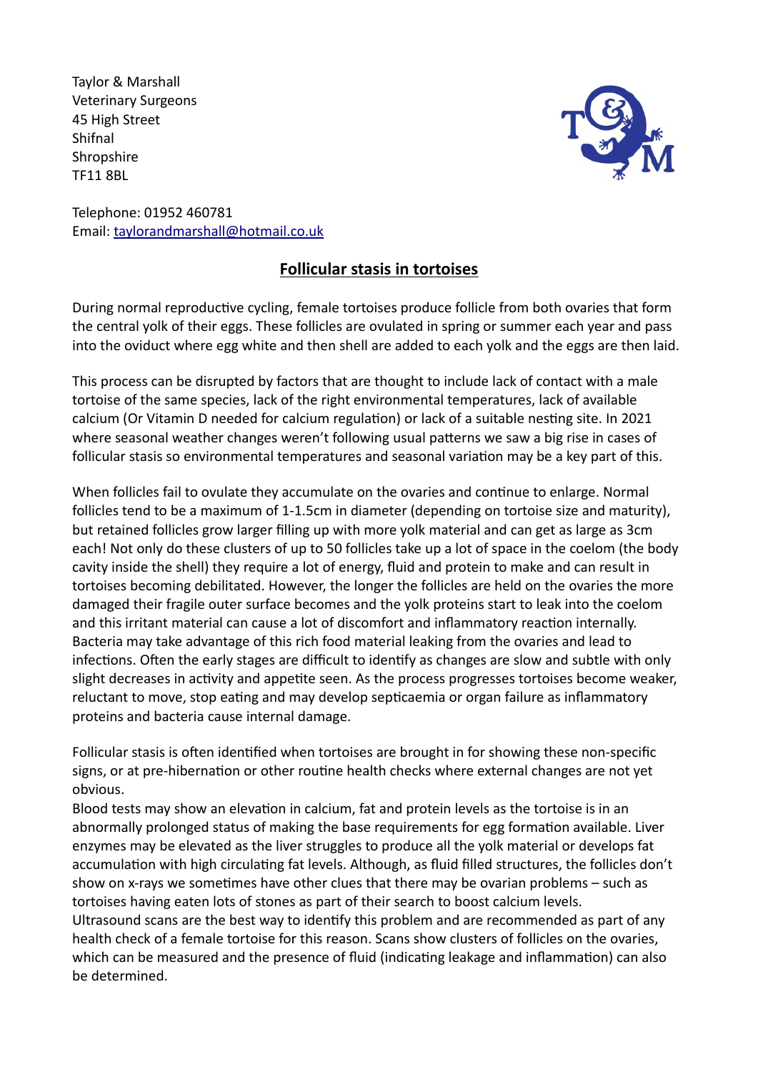Taylor & Marshall
Veterinary Surgeons
45 High Street
Shifnal
Shropshire
TF11 8BL

Telephone: 01952 460781
Email: taylorandmarshall@hotmail.co.uk

# Follicular stasis in tortoises

During normal reproductive cycling, female tortoises produce follicle from both ovaries that form the central yolk of their eggs. These follicles are ovulated in spring or summer each year and pass into the oviduct where egg white and then shell are added to each yolk and the eggs are then laid.

This process can be disrupted by factors that are thought to include lack of contact with a male tortoise of the same species, lack of the right environmental temperatures, lack of available calcium (Or Vitamin D needed for calcium regulation) or lack of a suitable nesting site. In 2021 where seasonal weather changes weren't following usual patterns we saw a big rise in cases of follicular stasis so environmental temperatures and seasonal variation may be a key part of this.

When follicles fail to ovulate they accumulate on the ovaries and continue to enlarge. Normal follicles tend to be a maximum of 1-1.5cm in diameter (depending on tortoise size and maturity), but retained follicles grow larger filling up with more yolk material and can get as large as 3cm each! Not only do these clusters of up to 50 follicles take up a lot of space in the coelom (the body cavity inside the shell) they require a lot of energy, fluid and protein to make and can result in tortoises becoming debilitated. However, the longer the follicles are held on the ovaries the more damaged their fragile outer surface becomes and the yolk proteins start to leak into the coelom and this irritant material can cause a lot of discomfort and inflammatory reaction internally. Bacteria may take advantage of this rich food material leaking from the ovaries and lead to infections. Often the early stages are difficult to identify as changes are slow and subtle with only slight decreases in activity and appetite seen. As the process progresses tortoises become weaker, reluctant to move, stop eating and may develop septicaemia or organ failure as inflammatory proteins and bacteria cause internal damage.

Follicular stasis is often identified when tortoises are brought in for showing these non-specific signs, or at pre-hibernation or other routine health checks where external changes are not yet obvious.
Blood tests may show an elevation in calcium, fat and protein levels as the tortoise is in an abnormally prolonged status of making the base requirements for egg formation available. Liver enzymes may be elevated as the liver struggles to produce all the yolk material or develops fat accumulation with high circulating fat levels. Although, as fluid filled structures, the follicles don't show on x-rays we sometimes have other clues that there may be ovarian problems – such as tortoises having eaten lots of stones as part of their search to boost calcium levels.
Ultrasound scans are the best way to identify this problem and are recommended as part of any health check of a female tortoise for this reason. Scans show clusters of follicles on the ovaries, which can be measured and the presence of fluid (indicating leakage and inflammation) can also be determined.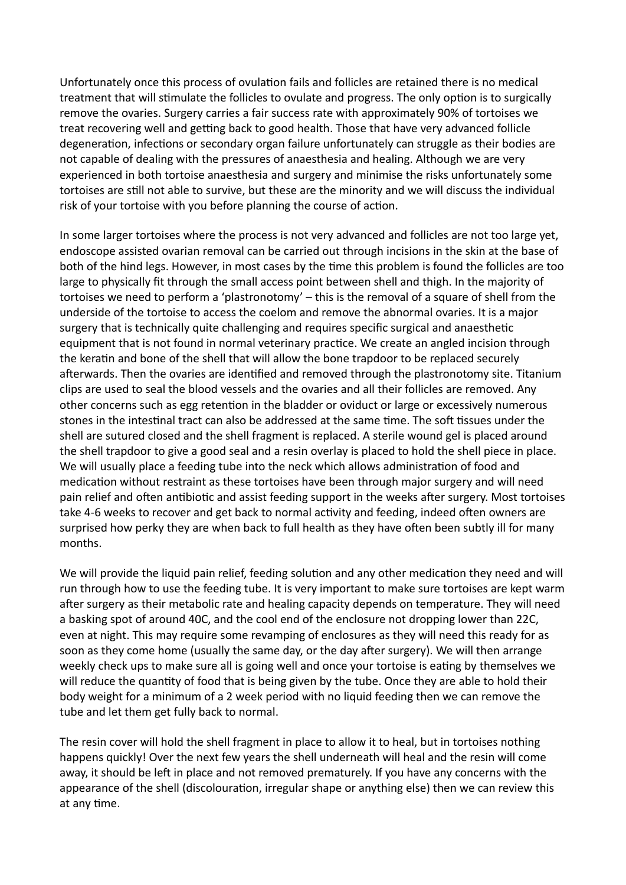Unfortunately once this process of ovulation fails and follicles are retained there is no medical treatment that will stimulate the follicles to ovulate and progress. The only option is to surgically remove the ovaries. Surgery carries a fair success rate with approximately 90% of tortoises we treat recovering well and getting back to good health. Those that have very advanced follicle degeneration, infections or secondary organ failure unfortunately can struggle as their bodies are not capable of dealing with the pressures of anaesthesia and healing. Although we are very experienced in both tortoise anaesthesia and surgery and minimise the risks unfortunately some tortoises are still not able to survive, but these are the minority and we will discuss the individual risk of your tortoise with you before planning the course of action.

In some larger tortoises where the process is not very advanced and follicles are not too large yet, endoscope assisted ovarian removal can be carried out through incisions in the skin at the base of both of the hind legs. However, in most cases by the time this problem is found the follicles are too large to physically fit through the small access point between shell and thigh. In the majority of tortoises we need to perform a 'plastronotomy' – this is the removal of a square of shell from the underside of the tortoise to access the coelom and remove the abnormal ovaries. It is a major surgery that is technically quite challenging and requires specific surgical and anaesthetic equipment that is not found in normal veterinary practice. We create an angled incision through the keratin and bone of the shell that will allow the bone trapdoor to be replaced securely afterwards. Then the ovaries are identified and removed through the plastronotomy site. Titanium clips are used to seal the blood vessels and the ovaries and all their follicles are removed. Any other concerns such as egg retention in the bladder or oviduct or large or excessively numerous stones in the intestinal tract can also be addressed at the same time. The soft tissues under the shell are sutured closed and the shell fragment is replaced. A sterile wound gel is placed around the shell trapdoor to give a good seal and a resin overlay is placed to hold the shell piece in place. We will usually place a feeding tube into the neck which allows administration of food and medication without restraint as these tortoises have been through major surgery and will need pain relief and often antibiotic and assist feeding support in the weeks after surgery. Most tortoises take 4-6 weeks to recover and get back to normal activity and feeding, indeed often owners are surprised how perky they are when back to full health as they have often been subtly ill for many months.

We will provide the liquid pain relief, feeding solution and any other medication they need and will run through how to use the feeding tube. It is very important to make sure tortoises are kept warm after surgery as their metabolic rate and healing capacity depends on temperature. They will need a basking spot of around 40C, and the cool end of the enclosure not dropping lower than 22C, even at night. This may require some revamping of enclosures as they will need this ready for as soon as they come home (usually the same day, or the day after surgery). We will then arrange weekly check ups to make sure all is going well and once your tortoise is eating by themselves we will reduce the quantity of food that is being given by the tube. Once they are able to hold their body weight for a minimum of a 2 week period with no liquid feeding then we can remove the tube and let them get fully back to normal.

The resin cover will hold the shell fragment in place to allow it to heal, but in tortoises nothing happens quickly! Over the next few years the shell underneath will heal and the resin will come away, it should be left in place and not removed prematurely. If you have any concerns with the appearance of the shell (discolouration, irregular shape or anything else) then we can review this at any time.